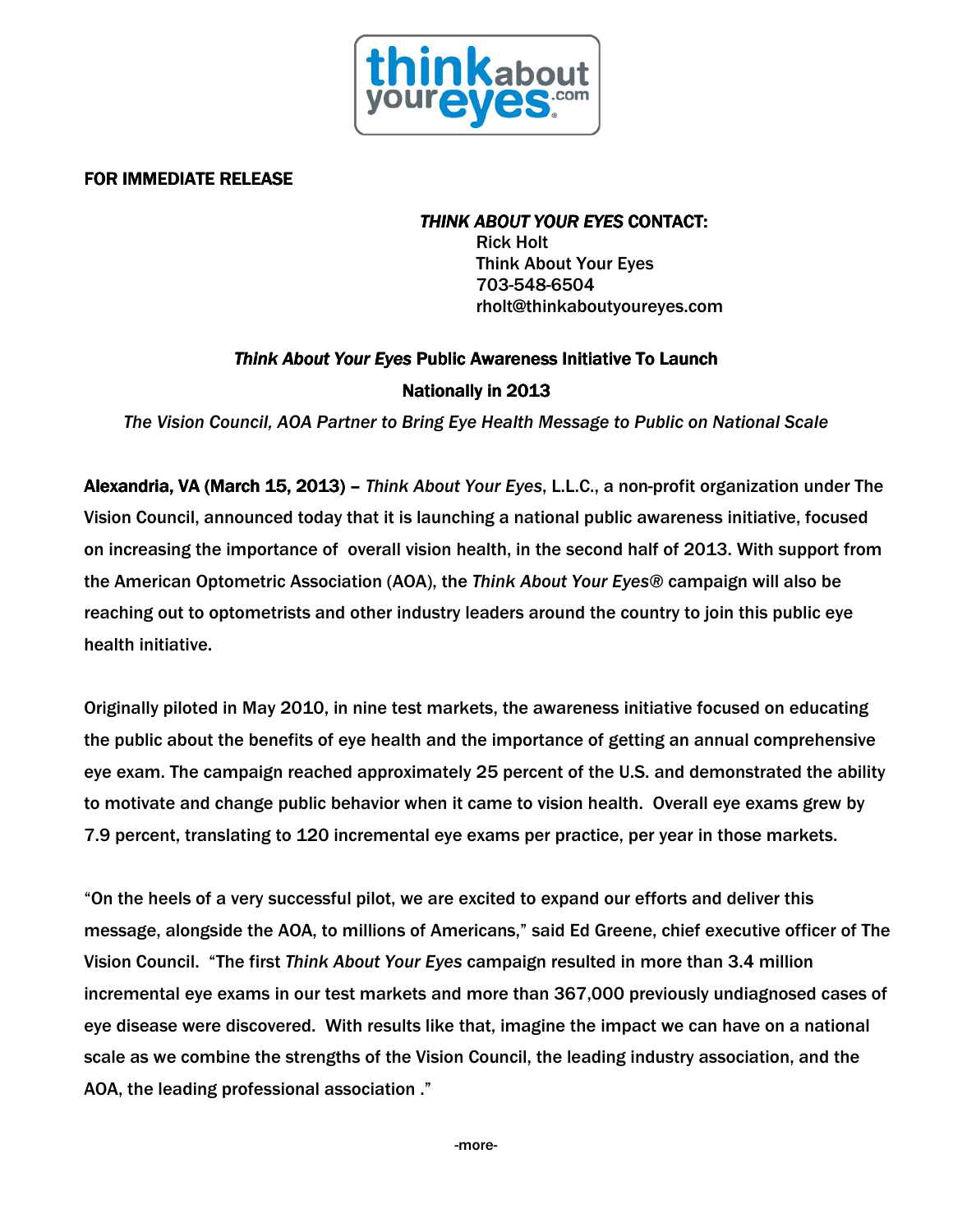**FOR IMMEDIATE RELEASE**

***THINK ABOUT YOUR EYES* CONTACT:**
Rick Holt
Think About Your Eyes
703-548-6504
rholt@thinkaboutyoureyes.com

# *Think About Your Eyes* Public Awareness Initiative To Launch Nationally in 2013

*The Vision Council, AOA Partner to Bring Eye Health Message to Public on National Scale*

**Alexandria, VA (March 15, 2013)** – *Think About Your Eyes*, L.L.C., a non-profit organization under The Vision Council, announced today that it is launching a national public awareness initiative, focused on increasing the importance of overall vision health, in the second half of 2013. With support from the American Optometric Association (AOA), the *Think About Your Eyes®* campaign will also be reaching out to optometrists and other industry leaders around the country to join this public eye health initiative.

Originally piloted in May 2010, in nine test markets, the awareness initiative focused on educating the public about the benefits of eye health and the importance of getting an annual comprehensive eye exam. The campaign reached approximately 25 percent of the U.S. and demonstrated the ability to motivate and change public behavior when it came to vision health. Overall eye exams grew by 7.9 percent, translating to 120 incremental eye exams per practice, per year in those markets.

"On the heels of a very successful pilot, we are excited to expand our efforts and deliver this message, alongside the AOA, to millions of Americans," said Ed Greene, chief executive officer of The Vision Council. "The first *Think About Your Eyes* campaign resulted in more than 3.4 million incremental eye exams in our test markets and more than 367,000 previously undiagnosed cases of eye disease were discovered. With results like that, imagine the impact we can have on a national scale as we combine the strengths of the Vision Council, the leading industry association, and the AOA, the leading professional association ."

-more-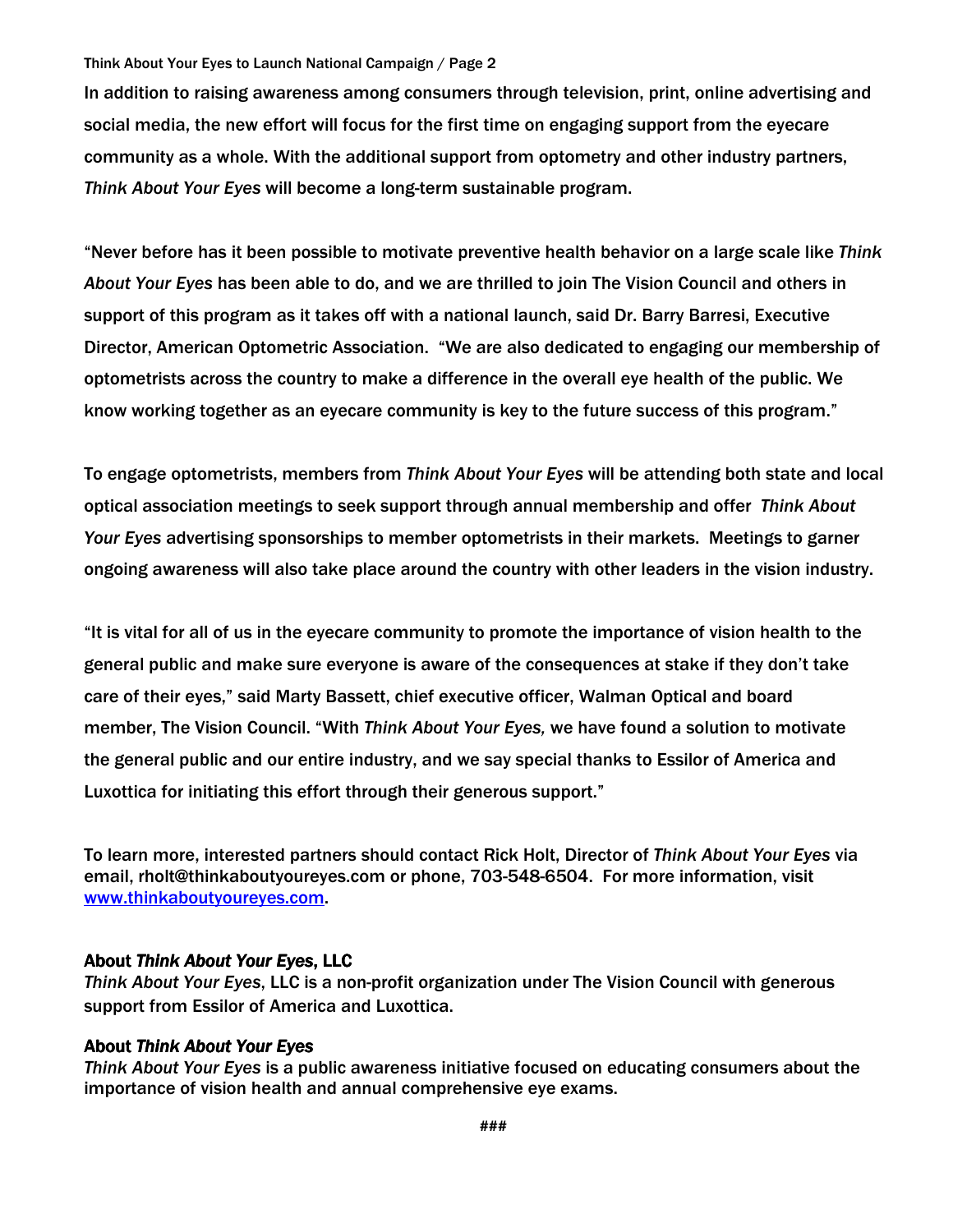In addition to raising awareness among consumers through television, print, online advertising and social media, the new effort will focus for the first time on engaging support from the eyecare community as a whole. With the additional support from optometry and other industry partners, *Think About Your Eyes* will become a long-term sustainable program.

"Never before has it been possible to motivate preventive health behavior on a large scale like *Think About Your Eyes* has been able to do, and we are thrilled to join The Vision Council and others in support of this program as it takes off with a national launch, said Dr. Barry Barresi, Executive Director, American Optometric Association. "We are also dedicated to engaging our membership of optometrists across the country to make a difference in the overall eye health of the public. We know working together as an eyecare community is key to the future success of this program."

To engage optometrists, members from *Think About Your Eyes* will be attending both state and local optical association meetings to seek support through annual membership and offer *Think About Your Eyes* advertising sponsorships to member optometrists in their markets. Meetings to garner ongoing awareness will also take place around the country with other leaders in the vision industry.

"It is vital for all of us in the eyecare community to promote the importance of vision health to the general public and make sure everyone is aware of the consequences at stake if they don't take care of their eyes," said Marty Bassett, chief executive officer, Walman Optical and board member, The Vision Council. "With *Think About Your Eyes,* we have found a solution to motivate the general public and our entire industry, and we say special thanks to Essilor of America and Luxottica for initiating this effort through their generous support."

To learn more, interested partners should contact Rick Holt, Director of *Think About Your Eyes* via email, rholt@thinkaboutyoureyes.com or phone, 703-548-6504. For more information, visit www.thinkaboutyoureyes.com.

**About *Think About Your Eyes*, LLC**

*Think About Your Eyes*, LLC is a non-profit organization under The Vision Council with generous support from Essilor of America and Luxottica.

**About *Think About Your Eyes***

*Think About Your Eyes* is a public awareness initiative focused on educating consumers about the importance of vision health and annual comprehensive eye exams.

###